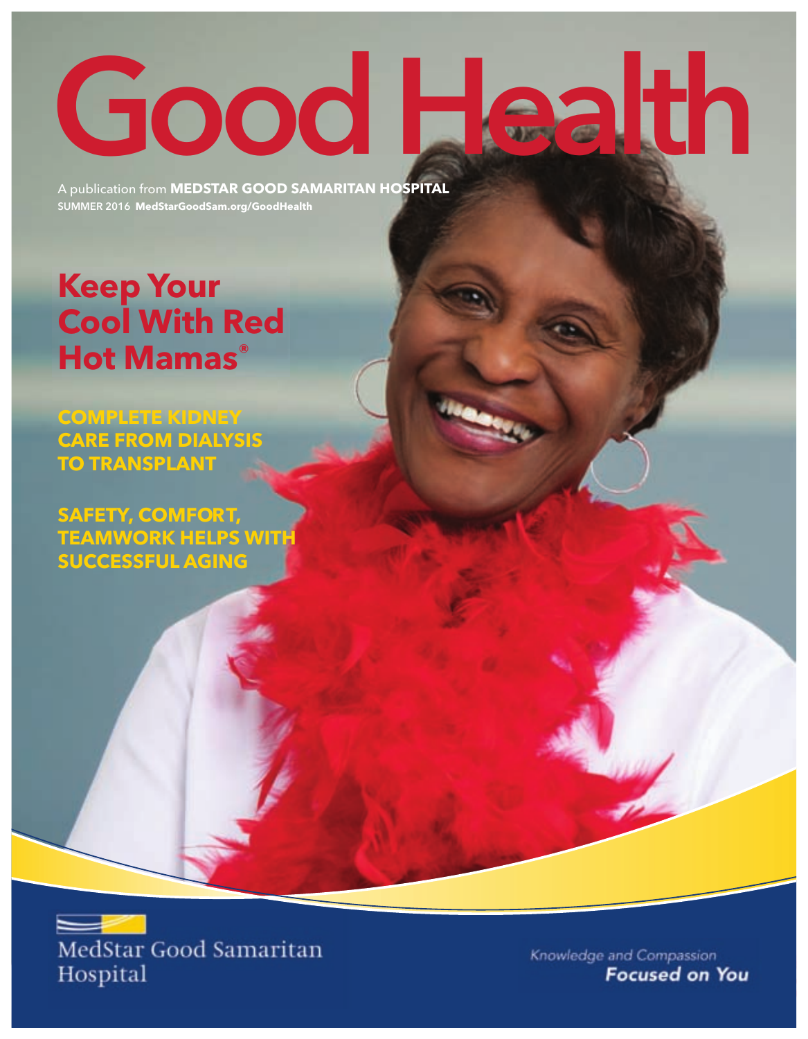# Good Health

A publication from **MEDSTAR GOOD SAMARITAN HOSPITAL**
SUMMER 2016 **MedStarGoodSam.org/GoodHealth**

## Keep Your Cool With Red Hot Mamas®

**COMPLETE KIDNEY CARE FROM DIALYSIS TO TRANSPLANT**

**SAFETY, COMFORT, TEAMWORK HELPS WITH SUCCESSFUL AGING**

MedStar Good Samaritan Hospital

Knowledge and Compassion
***Focused on You***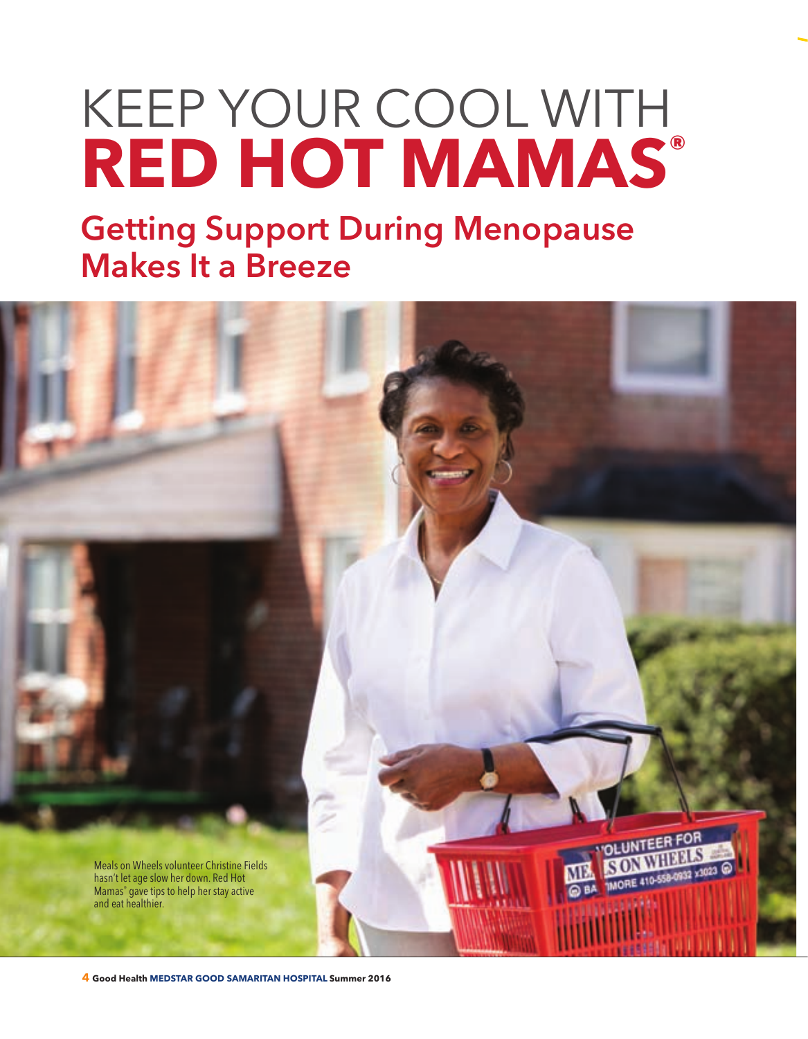# KEEP YOUR COOL WITH RED HOT MAMAS®

## Getting Support During Menopause Makes It a Breeze

Meals on Wheels volunteer Christine Fields hasn't let age slow her down. Red Hot Mamas® gave tips to help her stay active and eat healthier.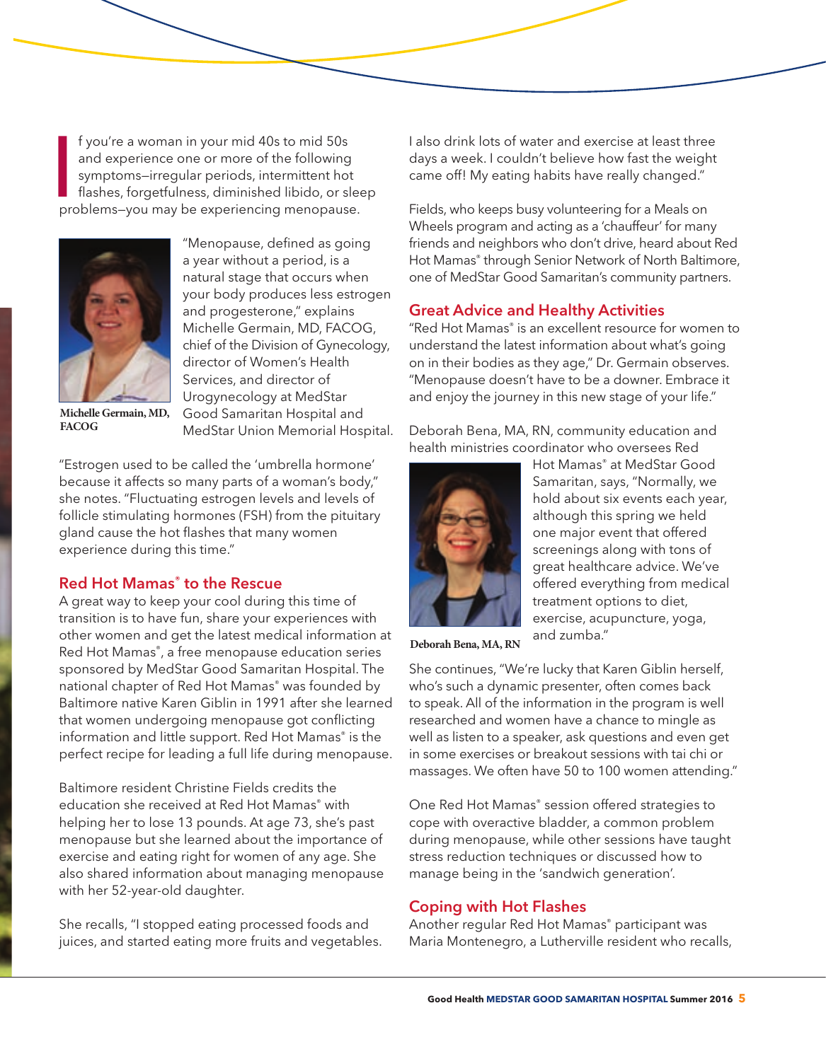If you're a woman in your mid 40s to mid 50s and experience one or more of the following symptoms—irregular periods, intermittent hot flashes, forgetfulness, diminished libido, or sleep problems—you may be experiencing menopause.

"Menopause, defined as going a year without a period, is a natural stage that occurs when your body produces less estrogen and progesterone," explains Michelle Germain, MD, FACOG, chief of the Division of Gynecology, director of Women's Health Services, and director of Urogynecology at MedStar Good Samaritan Hospital and MedStar Union Memorial Hospital.

Michelle Germain, MD, FACOG

"Estrogen used to be called the 'umbrella hormone' because it affects so many parts of a woman's body," she notes. "Fluctuating estrogen levels and levels of follicle stimulating hormones (FSH) from the pituitary gland cause the hot flashes that many women experience during this time."

## Red Hot Mamas® to the Rescue

A great way to keep your cool during this time of transition is to have fun, share your experiences with other women and get the latest medical information at Red Hot Mamas®, a free menopause education series sponsored by MedStar Good Samaritan Hospital. The national chapter of Red Hot Mamas® was founded by Baltimore native Karen Giblin in 1991 after she learned that women undergoing menopause got conflicting information and little support. Red Hot Mamas® is the perfect recipe for leading a full life during menopause.

Baltimore resident Christine Fields credits the education she received at Red Hot Mamas® with helping her to lose 13 pounds. At age 73, she's past menopause but she learned about the importance of exercise and eating right for women of any age. She also shared information about managing menopause with her 52-year-old daughter.

She recalls, "I stopped eating processed foods and juices, and started eating more fruits and vegetables. I also drink lots of water and exercise at least three days a week. I couldn't believe how fast the weight came off! My eating habits have really changed."

Fields, who keeps busy volunteering for a Meals on Wheels program and acting as a 'chauffeur' for many friends and neighbors who don't drive, heard about Red Hot Mamas® through Senior Network of North Baltimore, one of MedStar Good Samaritan's community partners.

## Great Advice and Healthy Activities

"Red Hot Mamas® is an excellent resource for women to understand the latest information about what's going on in their bodies as they age," Dr. Germain observes. "Menopause doesn't have to be a downer. Embrace it and enjoy the journey in this new stage of your life."

Deborah Bena, MA, RN, community education and health ministries coordinator who oversees Red Hot Mamas® at MedStar Good Samaritan, says, "Normally, we hold about six events each year, although this spring we held one major event that offered screenings along with tons of great healthcare advice. We've offered everything from medical treatment options to diet, exercise, acupuncture, yoga, and zumba."

Deborah Bena, MA, RN

She continues, "We're lucky that Karen Giblin herself, who's such a dynamic presenter, often comes back to speak. All of the information in the program is well researched and women have a chance to mingle as well as listen to a speaker, ask questions and even get in some exercises or breakout sessions with tai chi or massages. We often have 50 to 100 women attending."

One Red Hot Mamas® session offered strategies to cope with overactive bladder, a common problem during menopause, while other sessions have taught stress reduction techniques or discussed how to manage being in the 'sandwich generation'.

## Coping with Hot Flashes

Another regular Red Hot Mamas® participant was Maria Montenegro, a Lutherville resident who recalls,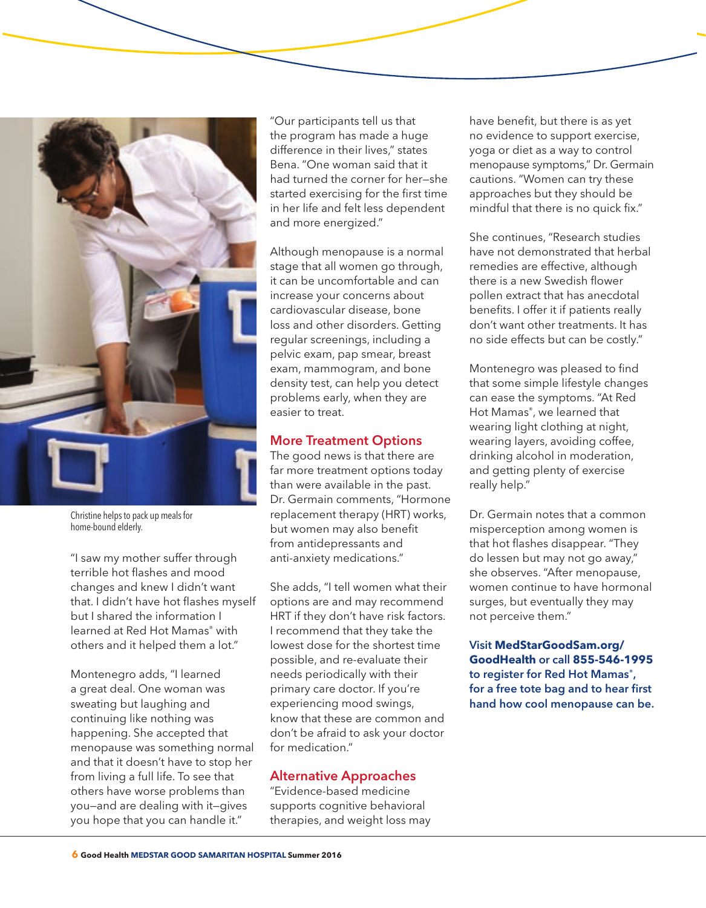Christine helps to pack up meals for home-bound elderly.

"I saw my mother suffer through terrible hot flashes and mood changes and knew I didn't want that. I didn't have hot flashes myself but I shared the information I learned at Red Hot Mamas® with others and it helped them a lot."

Montenegro adds, "I learned a great deal. One woman was sweating but laughing and continuing like nothing was happening. She accepted that menopause was something normal and that it doesn't have to stop her from living a full life. To see that others have worse problems than you—and are dealing with it—gives you hope that you can handle it."

"Our participants tell us that the program has made a huge difference in their lives," states Bena. "One woman said that it had turned the corner for her—she started exercising for the first time in her life and felt less dependent and more energized."

Although menopause is a normal stage that all women go through, it can be uncomfortable and can increase your concerns about cardiovascular disease, bone loss and other disorders. Getting regular screenings, including a pelvic exam, pap smear, breast exam, mammogram, and bone density test, can help you detect problems early, when they are easier to treat.

## More Treatment Options

The good news is that there are far more treatment options today than were available in the past. Dr. Germain comments, "Hormone replacement therapy (HRT) works, but women may also benefit from antidepressants and anti-anxiety medications."

She adds, "I tell women what their options are and may recommend HRT if they don't have risk factors. I recommend that they take the lowest dose for the shortest time possible, and re-evaluate their needs periodically with their primary care doctor. If you're experiencing mood swings, know that these are common and don't be afraid to ask your doctor for medication."

## Alternative Approaches

"Evidence-based medicine supports cognitive behavioral therapies, and weight loss may have benefit, but there is as yet no evidence to support exercise, yoga or diet as a way to control menopause symptoms," Dr. Germain cautions. "Women can try these approaches but they should be mindful that there is no quick fix."

She continues, "Research studies have not demonstrated that herbal remedies are effective, although there is a new Swedish flower pollen extract that has anecdotal benefits. I offer it if patients really don't want other treatments. It has no side effects but can be costly."

Montenegro was pleased to find that some simple lifestyle changes can ease the symptoms. "At Red Hot Mamas®, we learned that wearing light clothing at night, wearing layers, avoiding coffee, drinking alcohol in moderation, and getting plenty of exercise really help."

Dr. Germain notes that a common misperception among women is that hot flashes disappear. "They do lessen but may not go away," she observes. "After menopause, women continue to have hormonal surges, but eventually they may not perceive them."

**Visit MedStarGoodSam.org/GoodHealth or call 855-546-1995 to register for Red Hot Mamas®, for a free tote bag and to hear first hand how cool menopause can be.**